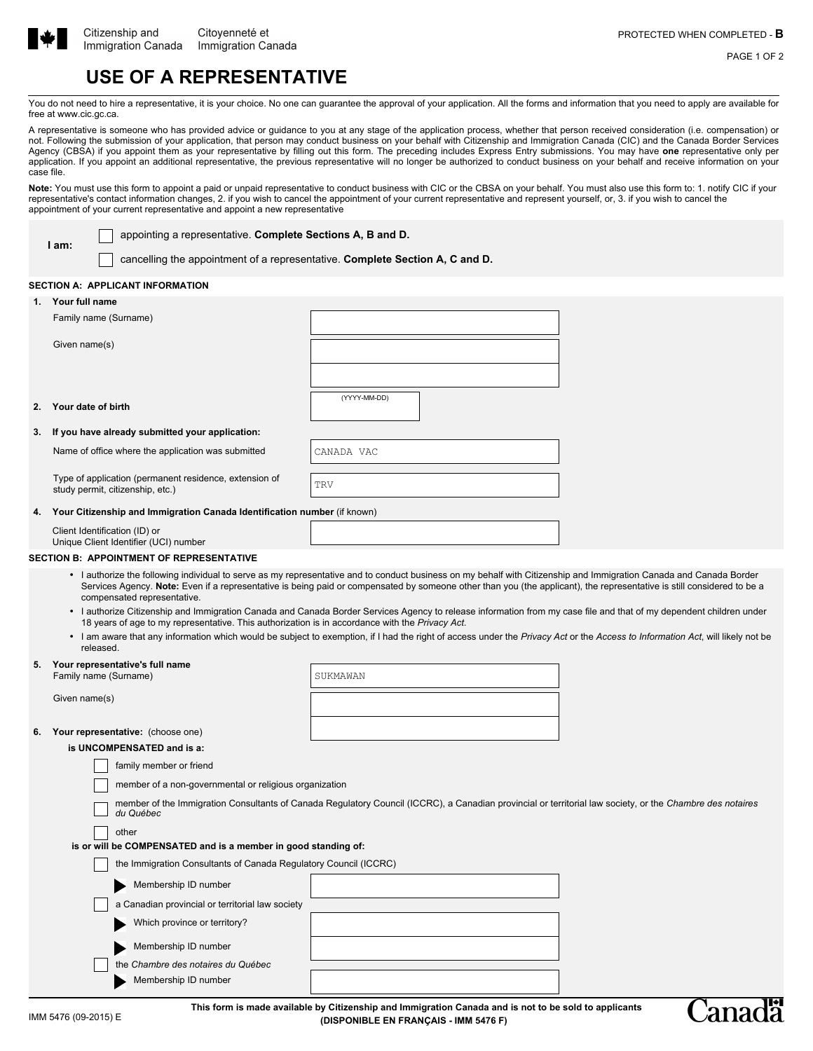Citizenship and Immigration Canada | Citoyenneté et Immigration Canada

PROTECTED WHEN COMPLETED - **B**

# USE OF A REPRESENTATIVE

You do not need to hire a representative, it is your choice. No one can guarantee the approval of your application. All the forms and information that you need to apply are available for free at www.cic.gc.ca.

A representative is someone who has provided advice or guidance to you at any stage of the application process, whether that person received consideration (i.e. compensation) or not. Following the submission of your application, that person may conduct business on your behalf with Citizenship and Immigration Canada (CIC) and the Canada Border Services Agency (CBSA) if you appoint them as your representative by filling out this form. The preceding includes Express Entry submissions. You may have **one** representative only per application. If you appoint an additional representative, the previous representative will no longer be authorized to conduct business on your behalf and receive information on your case file.

**Note:** You must use this form to appoint a paid or unpaid representative to conduct business with CIC or the CBSA on your behalf. You must also use this form to: 1. notify CIC if your representative's contact information changes, 2. if you wish to cancel the appointment of your current representative and represent yourself, or, 3. if you wish to cancel the appointment of your current representative and appoint a new representative

**I am:**

- ☐ appointing a representative. **Complete Sections A, B and D.**
- ☐ cancelling the appointment of a representative. **Complete Section A, C and D.**

## SECTION A: APPLICANT INFORMATION

**1. Your full name**

Family name (Surname): 

Given name(s): 

**2. Your date of birth** (YYYY-MM-DD): 

**3. If you have already submitted your application:**

Name of office where the application was submitted: CANADA VAC

Type of application (permanent residence, extension of study permit, citizenship, etc.): TRV

**4. Your Citizenship and Immigration Canada Identification number** (if known)

Client Identification (ID) or Unique Client Identifier (UCI) number: 

## SECTION B: APPOINTMENT OF REPRESENTATIVE

- I authorize the following individual to serve as my representative and to conduct business on my behalf with Citizenship and Immigration Canada and Canada Border Services Agency. **Note:** Even if a representative is being paid or compensated by someone other than you (the applicant), the representative is still considered to be a compensated representative.
- I authorize Citizenship and Immigration Canada and Canada Border Services Agency to release information from my case file and that of my dependent children under 18 years of age to my representative. This authorization is in accordance with the *Privacy Act*.
- I am aware that any information which would be subject to exemption, if I had the right of access under the *Privacy Act* or the *Access to Information Act*, will likely not be released.

**5. Your representative's full name**

Family name (Surname): SUKMAWAN

Given name(s): 

**6. Your representative:** (choose one)

**is UNCOMPENSATED and is a:**

- ☐ family member or friend
- ☐ member of a non-governmental or religious organization
- ☐ member of the Immigration Consultants of Canada Regulatory Council (ICCRC), a Canadian provincial or territorial law society, or the *Chambre des notaires du Québec*
- ☐ other

**is or will be COMPENSATED and is a member in good standing of:**

- ☐ the Immigration Consultants of Canada Regulatory Council (ICCRC)
  - Membership ID number: 
- ☐ a Canadian provincial or territorial law society
  - Which province or territory? 
  - Membership ID number: 
- ☐ the *Chambre des notaires du Québec*
  - Membership ID number: 

IMM 5476 (09-2015) E

**This form is made available by Citizenship and Immigration Canada and is not to be sold to applicants**
**(DISPONIBLE EN FRANÇAIS - IMM 5476 F)**

Canada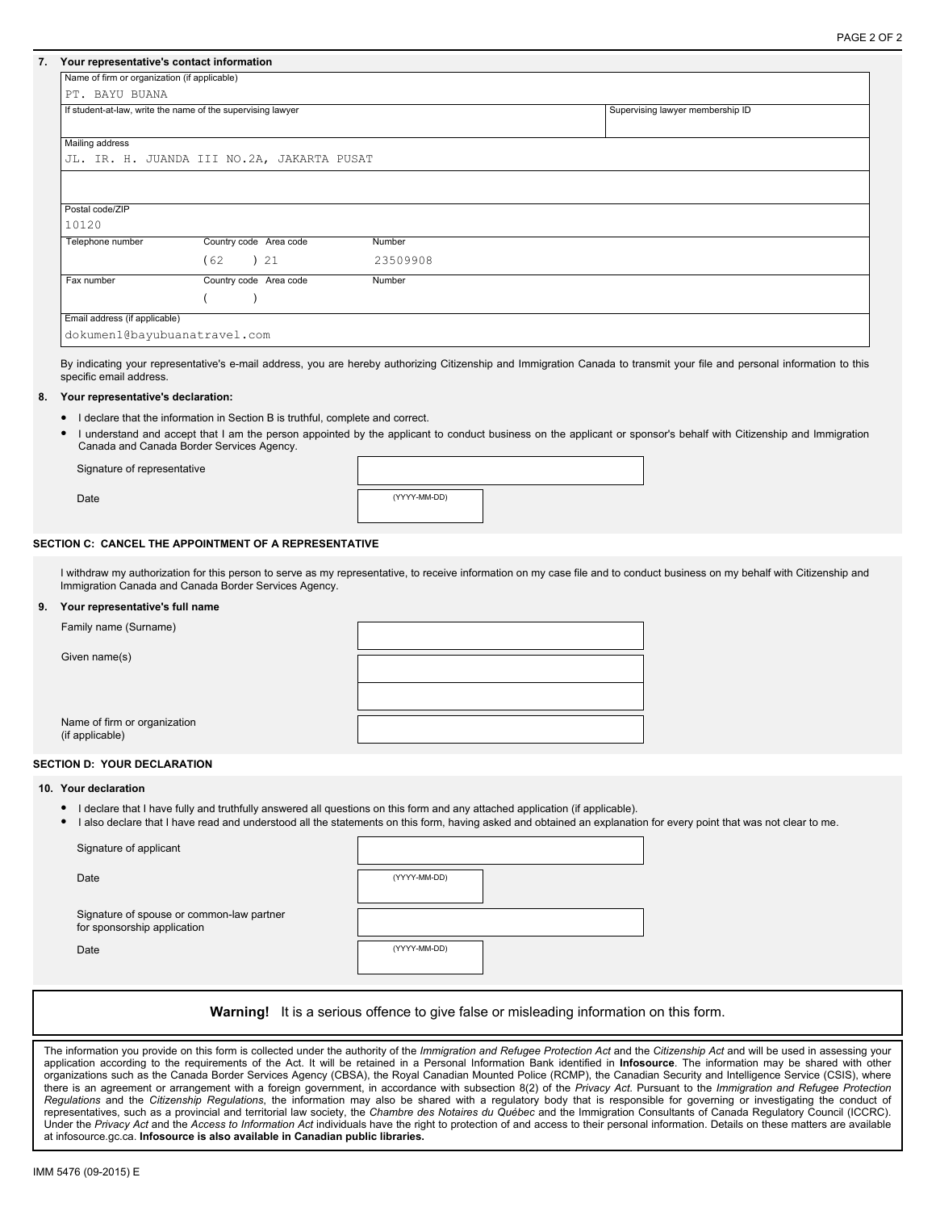**7. Your representative's contact information**

| | |
|---|---|
| Name of firm or organization (if applicable) | PT. BAYU BUANA |
| If student-at-law, write the name of the supervising lawyer | |
| Supervising lawyer membership ID | |
| Mailing address | JL. IR. H. JUANDA III NO.2A, JAKARTA PUSAT |
| Postal code/ZIP | 10120 |
| Telephone number — Country code / Area code / Number | (62) 21 23509908 |
| Fax number — Country code / Area code / Number | ( ) |
| Email address (if applicable) | dokumen1@bayubuanatravel.com |

By indicating your representative's e-mail address, you are hereby authorizing Citizenship and Immigration Canada to transmit your file and personal information to this specific email address.

**8. Your representative's declaration:**

- I declare that the information in Section B is truthful, complete and correct.
- I understand and accept that I am the person appointed by the applicant to conduct business on the applicant or sponsor's behalf with Citizenship and Immigration Canada and Canada Border Services Agency.

Signature of representative

Date (YYYY-MM-DD)

## SECTION C: CANCEL THE APPOINTMENT OF A REPRESENTATIVE

I withdraw my authorization for this person to serve as my representative, to receive information on my case file and to conduct business on my behalf with Citizenship and Immigration Canada and Canada Border Services Agency.

**9. Your representative's full name**

Family name (Surname)

Given name(s)

Name of firm or organization (if applicable)

## SECTION D: YOUR DECLARATION

**10. Your declaration**

- I declare that I have fully and truthfully answered all questions on this form and any attached application (if applicable).
- I also declare that I have read and understood all the statements on this form, having asked and obtained an explanation for every point that was not clear to me.

Signature of applicant

Date (YYYY-MM-DD)

Signature of spouse or common-law partner for sponsorship application

Date (YYYY-MM-DD)

**Warning!** It is a serious offence to give false or misleading information on this form.

The information you provide on this form is collected under the authority of the *Immigration and Refugee Protection Act* and the *Citizenship Act* and will be used in assessing your application according to the requirements of the Act. It will be retained in a Personal Information Bank identified in **Infosource**. The information may be shared with other organizations such as the Canada Border Services Agency (CBSA), the Royal Canadian Mounted Police (RCMP), the Canadian Security and Intelligence Service (CSIS), where there is an agreement or arrangement with a foreign government, in accordance with subsection 8(2) of the *Privacy Act*. Pursuant to the *Immigration and Refugee Protection Regulations* and the *Citizenship Regulations*, the information may also be shared with a regulatory body that is responsible for governing or investigating the conduct of representatives, such as a provincial and territorial law society, the *Chambre des Notaires du Québec* and the Immigration Consultants of Canada Regulatory Council (ICCRC). Under the *Privacy Act* and the *Access to Information Act* individuals have the right to protection of and access to their personal information. Details on these matters are available at infosource.gc.ca. **Infosource is also available in Canadian public libraries.**

IMM 5476 (09-2015) E